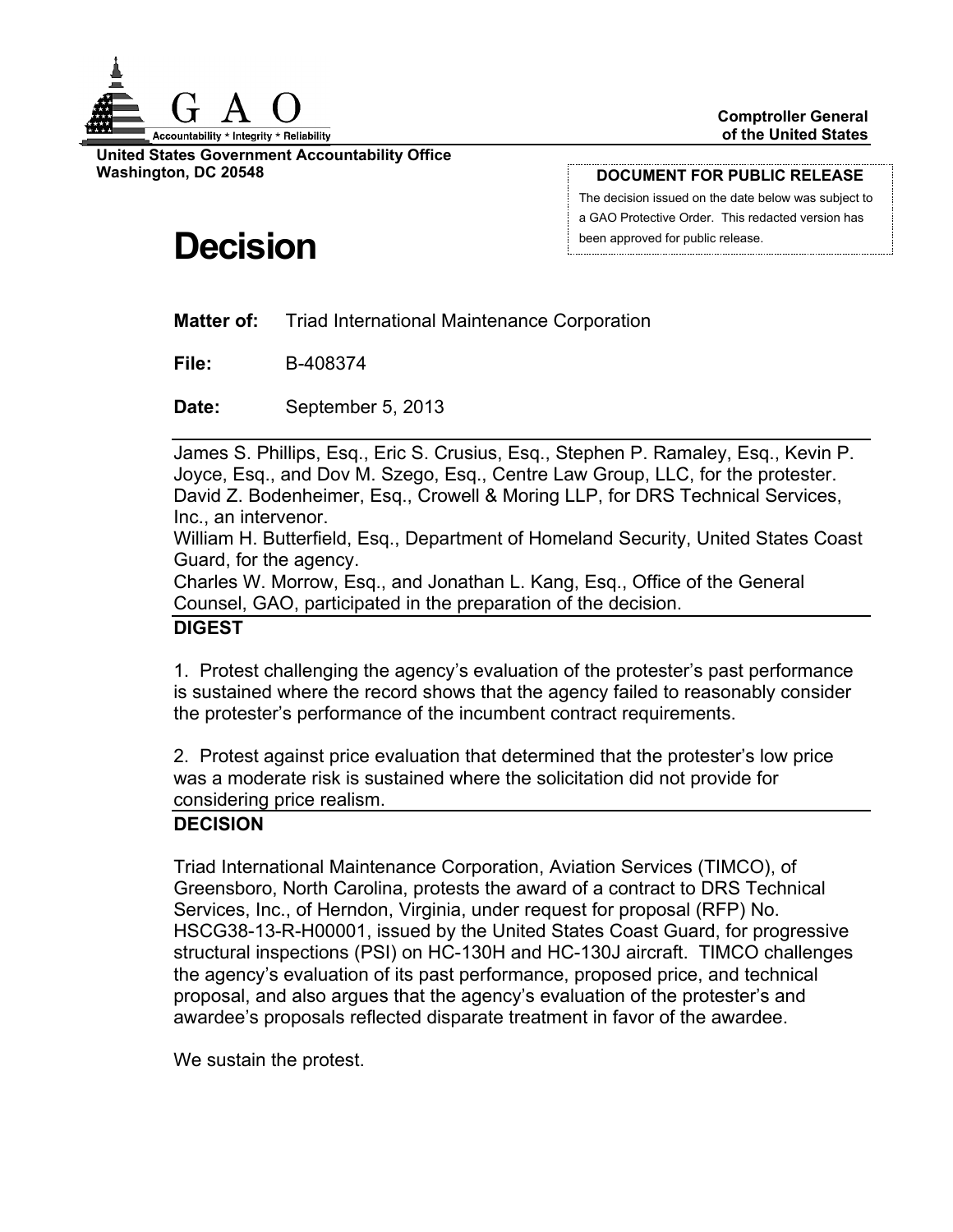G A O

Accountability * Integrity * Reliability

**Comptroller General of the United States**

**United States Government Accountability Office**
**Washington, DC 20548**

**DOCUMENT FOR PUBLIC RELEASE**

The decision issued on the date below was subject to a GAO Protective Order. This redacted version has been approved for public release.

# Decision

**Matter of:** Triad International Maintenance Corporation

**File:** B-408374

**Date:** September 5, 2013

James S. Phillips, Esq., Eric S. Crusius, Esq., Stephen P. Ramaley, Esq., Kevin P. Joyce, Esq., and Dov M. Szego, Esq., Centre Law Group, LLC, for the protester.
David Z. Bodenheimer, Esq., Crowell & Moring LLP, for DRS Technical Services, Inc., an intervenor.
William H. Butterfield, Esq., Department of Homeland Security, United States Coast Guard, for the agency.
Charles W. Morrow, Esq., and Jonathan L. Kang, Esq., Office of the General Counsel, GAO, participated in the preparation of the decision.

**DIGEST**

1. Protest challenging the agency's evaluation of the protester's past performance is sustained where the record shows that the agency failed to reasonably consider the protester's performance of the incumbent contract requirements.

2. Protest against price evaluation that determined that the protester's low price was a moderate risk is sustained where the solicitation did not provide for considering price realism.

**DECISION**

Triad International Maintenance Corporation, Aviation Services (TIMCO), of Greensboro, North Carolina, protests the award of a contract to DRS Technical Services, Inc., of Herndon, Virginia, under request for proposal (RFP) No. HSCG38-13-R-H00001, issued by the United States Coast Guard, for progressive structural inspections (PSI) on HC-130H and HC-130J aircraft. TIMCO challenges the agency's evaluation of its past performance, proposed price, and technical proposal, and also argues that the agency's evaluation of the protester's and awardee's proposals reflected disparate treatment in favor of the awardee.

We sustain the protest.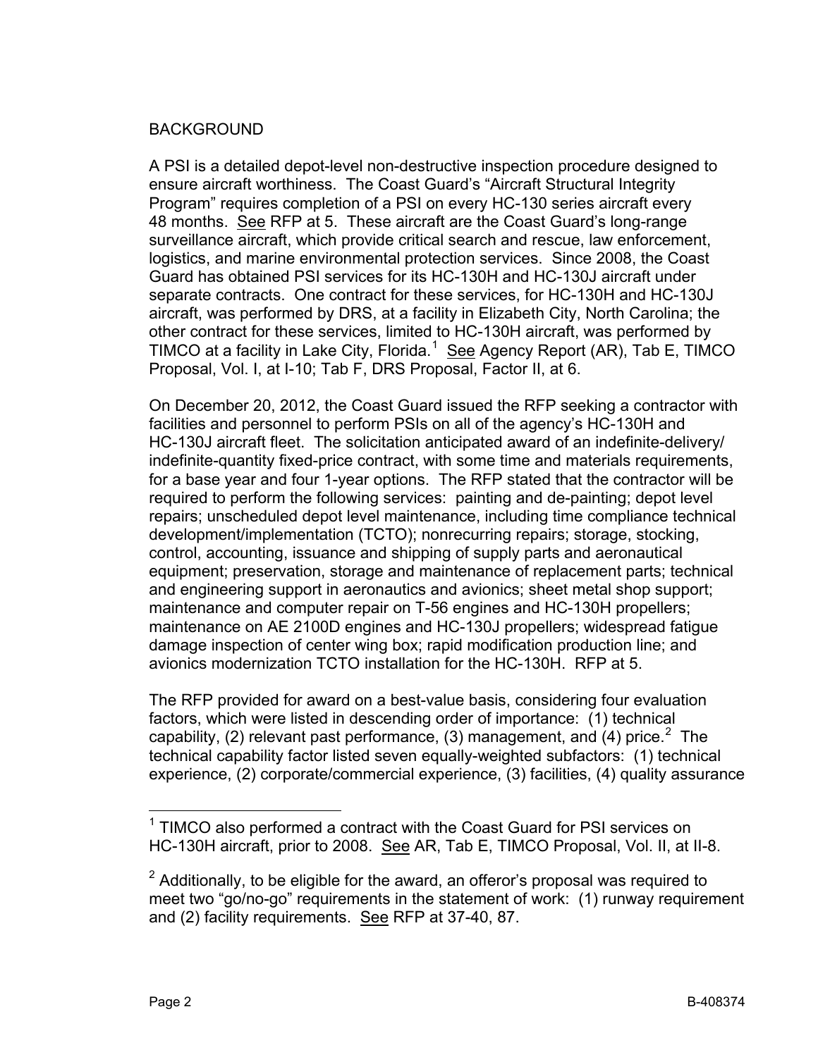## BACKGROUND

A PSI is a detailed depot-level non-destructive inspection procedure designed to ensure aircraft worthiness. The Coast Guard's "Aircraft Structural Integrity Program" requires completion of a PSI on every HC-130 series aircraft every 48 months. See RFP at 5. These aircraft are the Coast Guard's long-range surveillance aircraft, which provide critical search and rescue, law enforcement, logistics, and marine environmental protection services. Since 2008, the Coast Guard has obtained PSI services for its HC-130H and HC-130J aircraft under separate contracts. One contract for these services, for HC-130H and HC-130J aircraft, was performed by DRS, at a facility in Elizabeth City, North Carolina; the other contract for these services, limited to HC-130H aircraft, was performed by TIMCO at a facility in Lake City, Florida.[1] See Agency Report (AR), Tab E, TIMCO Proposal, Vol. I, at I-10; Tab F, DRS Proposal, Factor II, at 6.

On December 20, 2012, the Coast Guard issued the RFP seeking a contractor with facilities and personnel to perform PSIs on all of the agency's HC-130H and HC-130J aircraft fleet. The solicitation anticipated award of an indefinite-delivery/indefinite-quantity fixed-price contract, with some time and materials requirements, for a base year and four 1-year options. The RFP stated that the contractor will be required to perform the following services: painting and de-painting; depot level repairs; unscheduled depot level maintenance, including time compliance technical development/implementation (TCTO); nonrecurring repairs; storage, stocking, control, accounting, issuance and shipping of supply parts and aeronautical equipment; preservation, storage and maintenance of replacement parts; technical and engineering support in aeronautics and avionics; sheet metal shop support; maintenance and computer repair on T-56 engines and HC-130H propellers; maintenance on AE 2100D engines and HC-130J propellers; widespread fatigue damage inspection of center wing box; rapid modification production line; and avionics modernization TCTO installation for the HC-130H. RFP at 5.

The RFP provided for award on a best-value basis, considering four evaluation factors, which were listed in descending order of importance: (1) technical capability, (2) relevant past performance, (3) management, and (4) price.[2] The technical capability factor listed seven equally-weighted subfactors: (1) technical experience, (2) corporate/commercial experience, (3) facilities, (4) quality assurance

---

[1] TIMCO also performed a contract with the Coast Guard for PSI services on HC-130H aircraft, prior to 2008. See AR, Tab E, TIMCO Proposal, Vol. II, at II-8.

[2] Additionally, to be eligible for the award, an offeror's proposal was required to meet two "go/no-go" requirements in the statement of work: (1) runway requirement and (2) facility requirements. See RFP at 37-40, 87.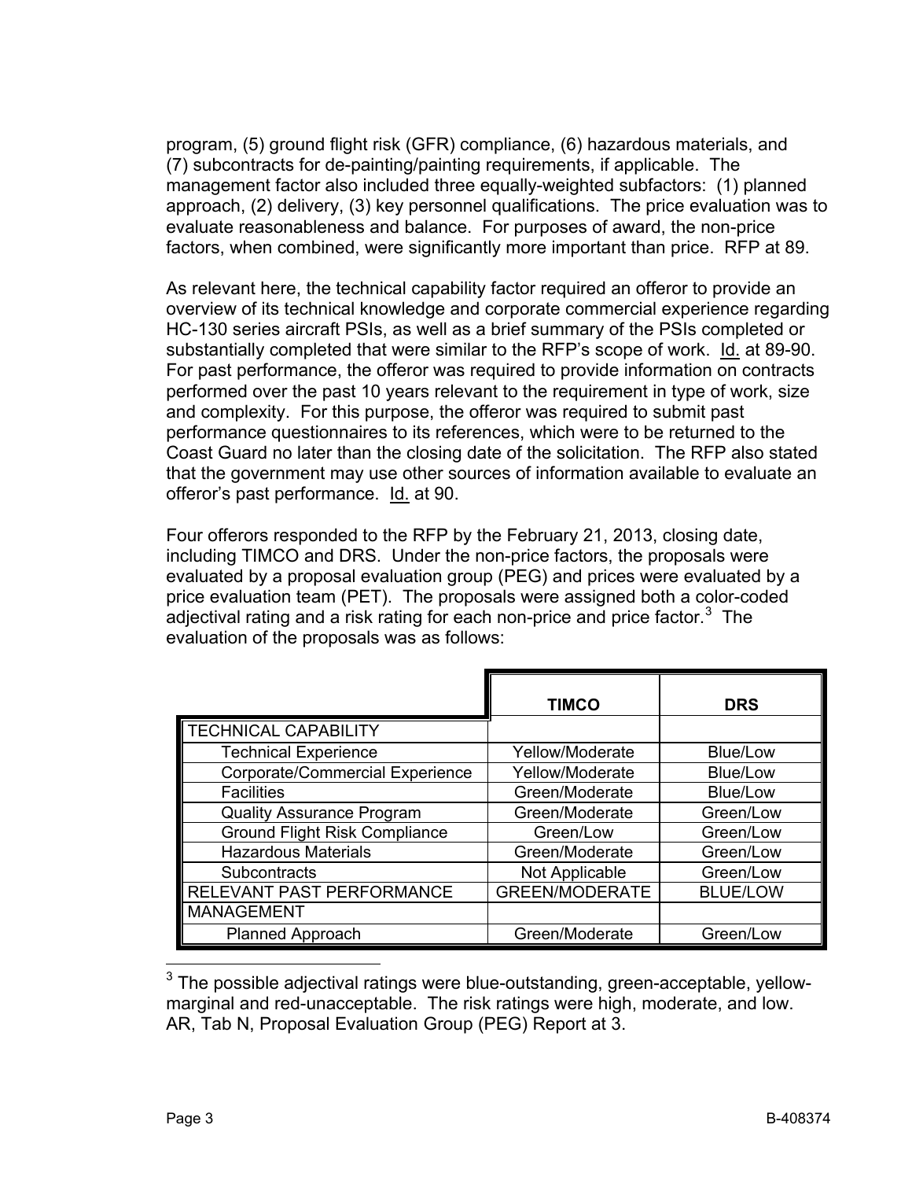program, (5) ground flight risk (GFR) compliance, (6) hazardous materials, and (7) subcontracts for de-painting/painting requirements, if applicable. The management factor also included three equally-weighted subfactors: (1) planned approach, (2) delivery, (3) key personnel qualifications. The price evaluation was to evaluate reasonableness and balance. For purposes of award, the non-price factors, when combined, were significantly more important than price. RFP at 89.

As relevant here, the technical capability factor required an offeror to provide an overview of its technical knowledge and corporate commercial experience regarding HC-130 series aircraft PSIs, as well as a brief summary of the PSIs completed or substantially completed that were similar to the RFP's scope of work. Id. at 89-90. For past performance, the offeror was required to provide information on contracts performed over the past 10 years relevant to the requirement in type of work, size and complexity. For this purpose, the offeror was required to submit past performance questionnaires to its references, which were to be returned to the Coast Guard no later than the closing date of the solicitation. The RFP also stated that the government may use other sources of information available to evaluate an offeror's past performance. Id. at 90.

Four offerors responded to the RFP by the February 21, 2013, closing date, including TIMCO and DRS. Under the non-price factors, the proposals were evaluated by a proposal evaluation group (PEG) and prices were evaluated by a price evaluation team (PET). The proposals were assigned both a color-coded adjectival rating and a risk rating for each non-price and price factor.[3] The evaluation of the proposals was as follows:

| | TIMCO | DRS |
|---|---|---|
| TECHNICAL CAPABILITY | | |
| Technical Experience | Yellow/Moderate | Blue/Low |
| Corporate/Commercial Experience | Yellow/Moderate | Blue/Low |
| Facilities | Green/Moderate | Blue/Low |
| Quality Assurance Program | Green/Moderate | Green/Low |
| Ground Flight Risk Compliance | Green/Low | Green/Low |
| Hazardous Materials | Green/Moderate | Green/Low |
| Subcontracts | Not Applicable | Green/Low |
| RELEVANT PAST PERFORMANCE | GREEN/MODERATE | BLUE/LOW |
| MANAGEMENT | | |
| Planned Approach | Green/Moderate | Green/Low |

[3] The possible adjectival ratings were blue-outstanding, green-acceptable, yellow-marginal and red-unacceptable. The risk ratings were high, moderate, and low. AR, Tab N, Proposal Evaluation Group (PEG) Report at 3.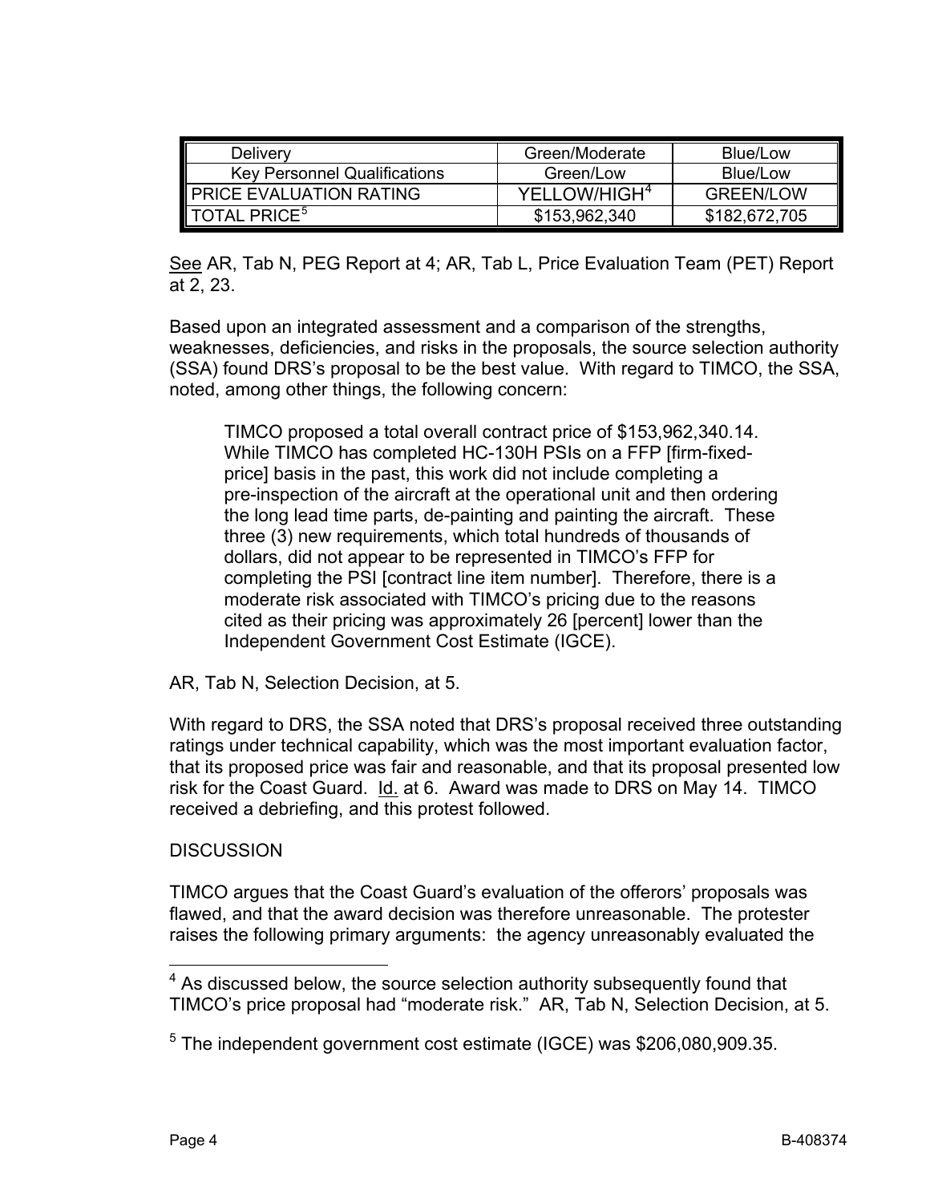| Delivery | Green/Moderate | Blue/Low |
|---|---|---|
| Key Personnel Qualifications | Green/Low | Blue/Low |
| PRICE EVALUATION RATING | YELLOW/HIGH[4] | GREEN/LOW |
| TOTAL PRICE[5] | $153,962,340 | $182,672,705 |

See AR, Tab N, PEG Report at 4; AR, Tab L, Price Evaluation Team (PET) Report at 2, 23.

Based upon an integrated assessment and a comparison of the strengths, weaknesses, deficiencies, and risks in the proposals, the source selection authority (SSA) found DRS's proposal to be the best value. With regard to TIMCO, the SSA, noted, among other things, the following concern:

> TIMCO proposed a total overall contract price of $153,962,340.14. While TIMCO has completed HC-130H PSIs on a FFP [firm-fixed-price] basis in the past, this work did not include completing a pre-inspection of the aircraft at the operational unit and then ordering the long lead time parts, de-painting and painting the aircraft. These three (3) new requirements, which total hundreds of thousands of dollars, did not appear to be represented in TIMCO's FFP for completing the PSI [contract line item number]. Therefore, there is a moderate risk associated with TIMCO's pricing due to the reasons cited as their pricing was approximately 26 [percent] lower than the Independent Government Cost Estimate (IGCE).

AR, Tab N, Selection Decision, at 5.

With regard to DRS, the SSA noted that DRS's proposal received three outstanding ratings under technical capability, which was the most important evaluation factor, that its proposed price was fair and reasonable, and that its proposal presented low risk for the Coast Guard. Id. at 6. Award was made to DRS on May 14. TIMCO received a debriefing, and this protest followed.

DISCUSSION

TIMCO argues that the Coast Guard's evaluation of the offerors' proposals was flawed, and that the award decision was therefore unreasonable. The protester raises the following primary arguments: the agency unreasonably evaluated the

---

[4] As discussed below, the source selection authority subsequently found that TIMCO's price proposal had "moderate risk." AR, Tab N, Selection Decision, at 5.

[5] The independent government cost estimate (IGCE) was $206,080,909.35.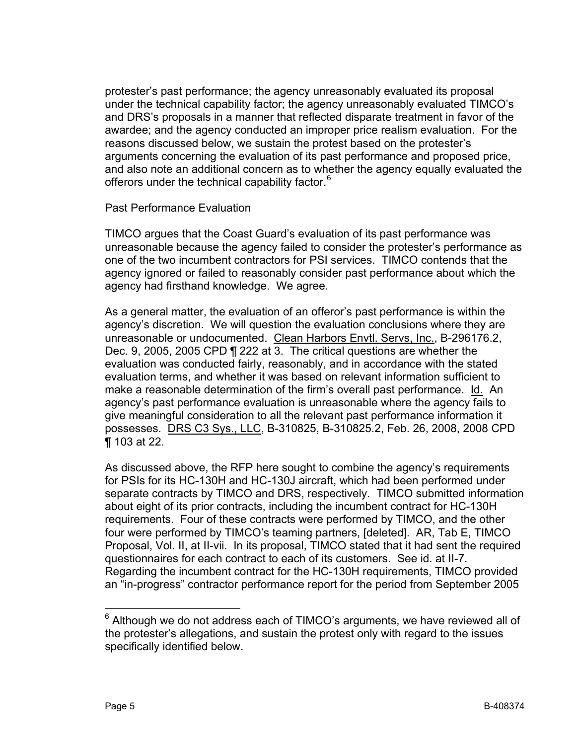protester's past performance; the agency unreasonably evaluated its proposal under the technical capability factor; the agency unreasonably evaluated TIMCO's and DRS's proposals in a manner that reflected disparate treatment in favor of the awardee; and the agency conducted an improper price realism evaluation. For the reasons discussed below, we sustain the protest based on the protester's arguments concerning the evaluation of its past performance and proposed price, and also note an additional concern as to whether the agency equally evaluated the offerors under the technical capability factor.[6]

Past Performance Evaluation

TIMCO argues that the Coast Guard's evaluation of its past performance was unreasonable because the agency failed to consider the protester's performance as one of the two incumbent contractors for PSI services. TIMCO contends that the agency ignored or failed to reasonably consider past performance about which the agency had firsthand knowledge. We agree.

As a general matter, the evaluation of an offeror's past performance is within the agency's discretion. We will question the evaluation conclusions where they are unreasonable or undocumented. Clean Harbors Envtl. Servs, Inc., B-296176.2, Dec. 9, 2005, 2005 CPD ¶ 222 at 3. The critical questions are whether the evaluation was conducted fairly, reasonably, and in accordance with the stated evaluation terms, and whether it was based on relevant information sufficient to make a reasonable determination of the firm's overall past performance. Id. An agency's past performance evaluation is unreasonable where the agency fails to give meaningful consideration to all the relevant past performance information it possesses. DRS C3 Sys., LLC, B-310825, B-310825.2, Feb. 26, 2008, 2008 CPD ¶ 103 at 22.

As discussed above, the RFP here sought to combine the agency's requirements for PSIs for its HC-130H and HC-130J aircraft, which had been performed under separate contracts by TIMCO and DRS, respectively. TIMCO submitted information about eight of its prior contracts, including the incumbent contract for HC-130H requirements. Four of these contracts were performed by TIMCO, and the other four were performed by TIMCO's teaming partners, [deleted]. AR, Tab E, TIMCO Proposal, Vol. II, at II-vii. In its proposal, TIMCO stated that it had sent the required questionnaires for each contract to each of its customers. See id. at II-7. Regarding the incumbent contract for the HC-130H requirements, TIMCO provided an "in-progress" contractor performance report for the period from September 2005

---

[6] Although we do not address each of TIMCO's arguments, we have reviewed all of the protester's allegations, and sustain the protest only with regard to the issues specifically identified below.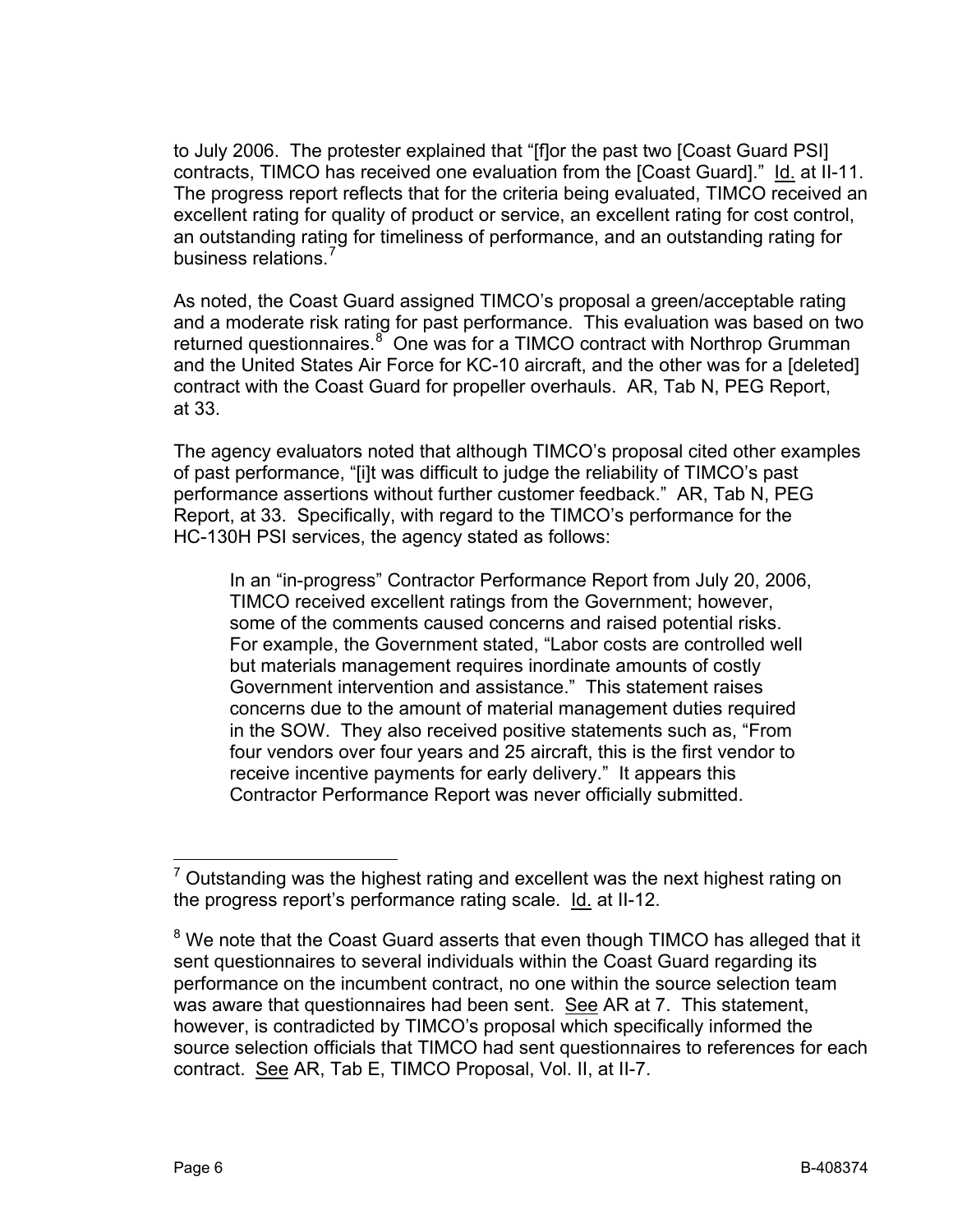to July 2006. The protester explained that "[f]or the past two [Coast Guard PSI] contracts, TIMCO has received one evaluation from the [Coast Guard]." Id. at II-11. The progress report reflects that for the criteria being evaluated, TIMCO received an excellent rating for quality of product or service, an excellent rating for cost control, an outstanding rating for timeliness of performance, and an outstanding rating for business relations.[7]

As noted, the Coast Guard assigned TIMCO's proposal a green/acceptable rating and a moderate risk rating for past performance. This evaluation was based on two returned questionnaires.[8] One was for a TIMCO contract with Northrop Grumman and the United States Air Force for KC-10 aircraft, and the other was for a [deleted] contract with the Coast Guard for propeller overhauls. AR, Tab N, PEG Report, at 33.

The agency evaluators noted that although TIMCO's proposal cited other examples of past performance, "[i]t was difficult to judge the reliability of TIMCO's past performance assertions without further customer feedback." AR, Tab N, PEG Report, at 33. Specifically, with regard to the TIMCO's performance for the HC-130H PSI services, the agency stated as follows:

> In an "in-progress" Contractor Performance Report from July 20, 2006, TIMCO received excellent ratings from the Government; however, some of the comments caused concerns and raised potential risks. For example, the Government stated, "Labor costs are controlled well but materials management requires inordinate amounts of costly Government intervention and assistance." This statement raises concerns due to the amount of material management duties required in the SOW. They also received positive statements such as, "From four vendors over four years and 25 aircraft, this is the first vendor to receive incentive payments for early delivery." It appears this Contractor Performance Report was never officially submitted.

---

[7] Outstanding was the highest rating and excellent was the next highest rating on the progress report's performance rating scale. Id. at II-12.

[8] We note that the Coast Guard asserts that even though TIMCO has alleged that it sent questionnaires to several individuals within the Coast Guard regarding its performance on the incumbent contract, no one within the source selection team was aware that questionnaires had been sent. See AR at 7. This statement, however, is contradicted by TIMCO's proposal which specifically informed the source selection officials that TIMCO had sent questionnaires to references for each contract. See AR, Tab E, TIMCO Proposal, Vol. II, at II-7.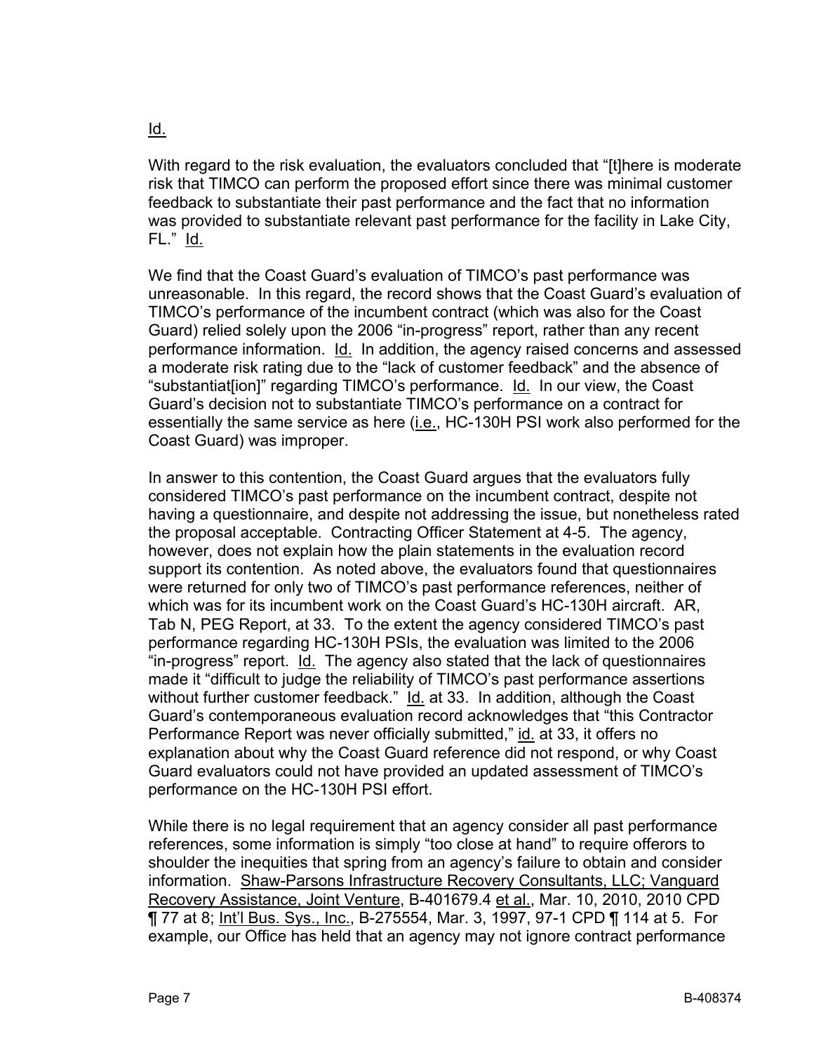Id.

With regard to the risk evaluation, the evaluators concluded that "[t]here is moderate risk that TIMCO can perform the proposed effort since there was minimal customer feedback to substantiate their past performance and the fact that no information was provided to substantiate relevant past performance for the facility in Lake City, FL." Id.

We find that the Coast Guard's evaluation of TIMCO's past performance was unreasonable. In this regard, the record shows that the Coast Guard's evaluation of TIMCO's performance of the incumbent contract (which was also for the Coast Guard) relied solely upon the 2006 "in-progress" report, rather than any recent performance information. Id. In addition, the agency raised concerns and assessed a moderate risk rating due to the "lack of customer feedback" and the absence of "substantiat[ion]" regarding TIMCO's performance. Id. In our view, the Coast Guard's decision not to substantiate TIMCO's performance on a contract for essentially the same service as here (i.e., HC-130H PSI work also performed for the Coast Guard) was improper.

In answer to this contention, the Coast Guard argues that the evaluators fully considered TIMCO's past performance on the incumbent contract, despite not having a questionnaire, and despite not addressing the issue, but nonetheless rated the proposal acceptable. Contracting Officer Statement at 4-5. The agency, however, does not explain how the plain statements in the evaluation record support its contention. As noted above, the evaluators found that questionnaires were returned for only two of TIMCO's past performance references, neither of which was for its incumbent work on the Coast Guard's HC-130H aircraft. AR, Tab N, PEG Report, at 33. To the extent the agency considered TIMCO's past performance regarding HC-130H PSIs, the evaluation was limited to the 2006 "in-progress" report. Id. The agency also stated that the lack of questionnaires made it "difficult to judge the reliability of TIMCO's past performance assertions without further customer feedback." Id. at 33. In addition, although the Coast Guard's contemporaneous evaluation record acknowledges that "this Contractor Performance Report was never officially submitted," id. at 33, it offers no explanation about why the Coast Guard reference did not respond, or why Coast Guard evaluators could not have provided an updated assessment of TIMCO's performance on the HC-130H PSI effort.

While there is no legal requirement that an agency consider all past performance references, some information is simply "too close at hand" to require offerors to shoulder the inequities that spring from an agency's failure to obtain and consider information. Shaw-Parsons Infrastructure Recovery Consultants, LLC; Vanguard Recovery Assistance, Joint Venture, B-401679.4 et al., Mar. 10, 2010, 2010 CPD ¶ 77 at 8; Int'l Bus. Sys., Inc., B-275554, Mar. 3, 1997, 97-1 CPD ¶ 114 at 5. For example, our Office has held that an agency may not ignore contract performance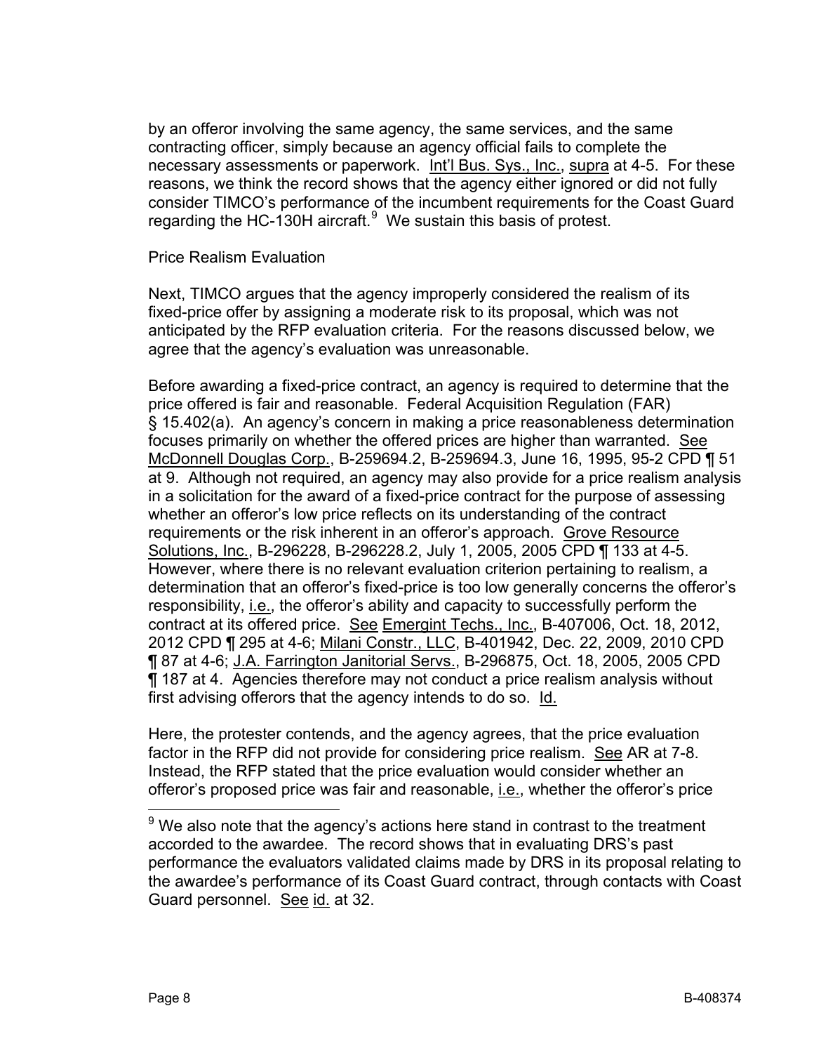by an offeror involving the same agency, the same services, and the same contracting officer, simply because an agency official fails to complete the necessary assessments or paperwork. Int'l Bus. Sys., Inc., supra at 4-5. For these reasons, we think the record shows that the agency either ignored or did not fully consider TIMCO's performance of the incumbent requirements for the Coast Guard regarding the HC-130H aircraft.[9] We sustain this basis of protest.

Price Realism Evaluation

Next, TIMCO argues that the agency improperly considered the realism of its fixed-price offer by assigning a moderate risk to its proposal, which was not anticipated by the RFP evaluation criteria. For the reasons discussed below, we agree that the agency's evaluation was unreasonable.

Before awarding a fixed-price contract, an agency is required to determine that the price offered is fair and reasonable. Federal Acquisition Regulation (FAR) § 15.402(a). An agency's concern in making a price reasonableness determination focuses primarily on whether the offered prices are higher than warranted. See McDonnell Douglas Corp., B-259694.2, B-259694.3, June 16, 1995, 95-2 CPD ¶ 51 at 9. Although not required, an agency may also provide for a price realism analysis in a solicitation for the award of a fixed-price contract for the purpose of assessing whether an offeror's low price reflects on its understanding of the contract requirements or the risk inherent in an offeror's approach. Grove Resource Solutions, Inc., B-296228, B-296228.2, July 1, 2005, 2005 CPD ¶ 133 at 4-5. However, where there is no relevant evaluation criterion pertaining to realism, a determination that an offeror's fixed-price is too low generally concerns the offeror's responsibility, i.e., the offeror's ability and capacity to successfully perform the contract at its offered price. See Emergint Techs., Inc., B-407006, Oct. 18, 2012, 2012 CPD ¶ 295 at 4-6; Milani Constr., LLC, B-401942, Dec. 22, 2009, 2010 CPD ¶ 87 at 4-6; J.A. Farrington Janitorial Servs., B-296875, Oct. 18, 2005, 2005 CPD ¶ 187 at 4. Agencies therefore may not conduct a price realism analysis without first advising offerors that the agency intends to do so. Id.

Here, the protester contends, and the agency agrees, that the price evaluation factor in the RFP did not provide for considering price realism. See AR at 7-8. Instead, the RFP stated that the price evaluation would consider whether an offeror's proposed price was fair and reasonable, i.e., whether the offeror's price

[9] We also note that the agency's actions here stand in contrast to the treatment accorded to the awardee. The record shows that in evaluating DRS's past performance the evaluators validated claims made by DRS in its proposal relating to the awardee's performance of its Coast Guard contract, through contacts with Coast Guard personnel. See id. at 32.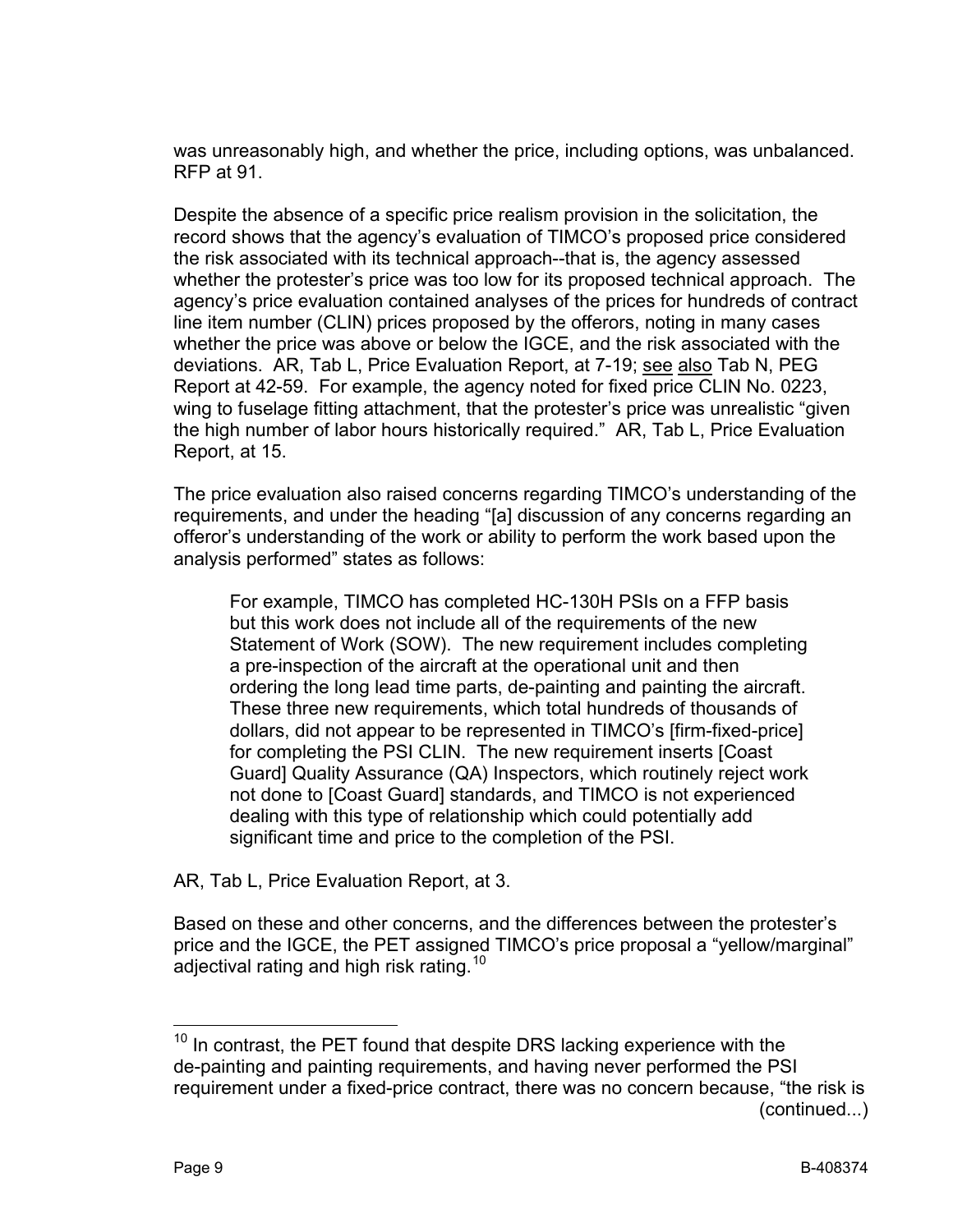was unreasonably high, and whether the price, including options, was unbalanced. RFP at 91.

Despite the absence of a specific price realism provision in the solicitation, the record shows that the agency's evaluation of TIMCO's proposed price considered the risk associated with its technical approach--that is, the agency assessed whether the protester's price was too low for its proposed technical approach. The agency's price evaluation contained analyses of the prices for hundreds of contract line item number (CLIN) prices proposed by the offerors, noting in many cases whether the price was above or below the IGCE, and the risk associated with the deviations. AR, Tab L, Price Evaluation Report, at 7-19; see also Tab N, PEG Report at 42-59. For example, the agency noted for fixed price CLIN No. 0223, wing to fuselage fitting attachment, that the protester's price was unrealistic "given the high number of labor hours historically required." AR, Tab L, Price Evaluation Report, at 15.

The price evaluation also raised concerns regarding TIMCO's understanding of the requirements, and under the heading "[a] discussion of any concerns regarding an offeror's understanding of the work or ability to perform the work based upon the analysis performed" states as follows:

> For example, TIMCO has completed HC-130H PSIs on a FFP basis but this work does not include all of the requirements of the new Statement of Work (SOW). The new requirement includes completing a pre-inspection of the aircraft at the operational unit and then ordering the long lead time parts, de-painting and painting the aircraft. These three new requirements, which total hundreds of thousands of dollars, did not appear to be represented in TIMCO's [firm-fixed-price] for completing the PSI CLIN. The new requirement inserts [Coast Guard] Quality Assurance (QA) Inspectors, which routinely reject work not done to [Coast Guard] standards, and TIMCO is not experienced dealing with this type of relationship which could potentially add significant time and price to the completion of the PSI.

AR, Tab L, Price Evaluation Report, at 3.

Based on these and other concerns, and the differences between the protester's price and the IGCE, the PET assigned TIMCO's price proposal a "yellow/marginal" adjectival rating and high risk rating.[10]

---

[10] In contrast, the PET found that despite DRS lacking experience with the de-painting and painting requirements, and having never performed the PSI requirement under a fixed-price contract, there was no concern because, "the risk is (continued...)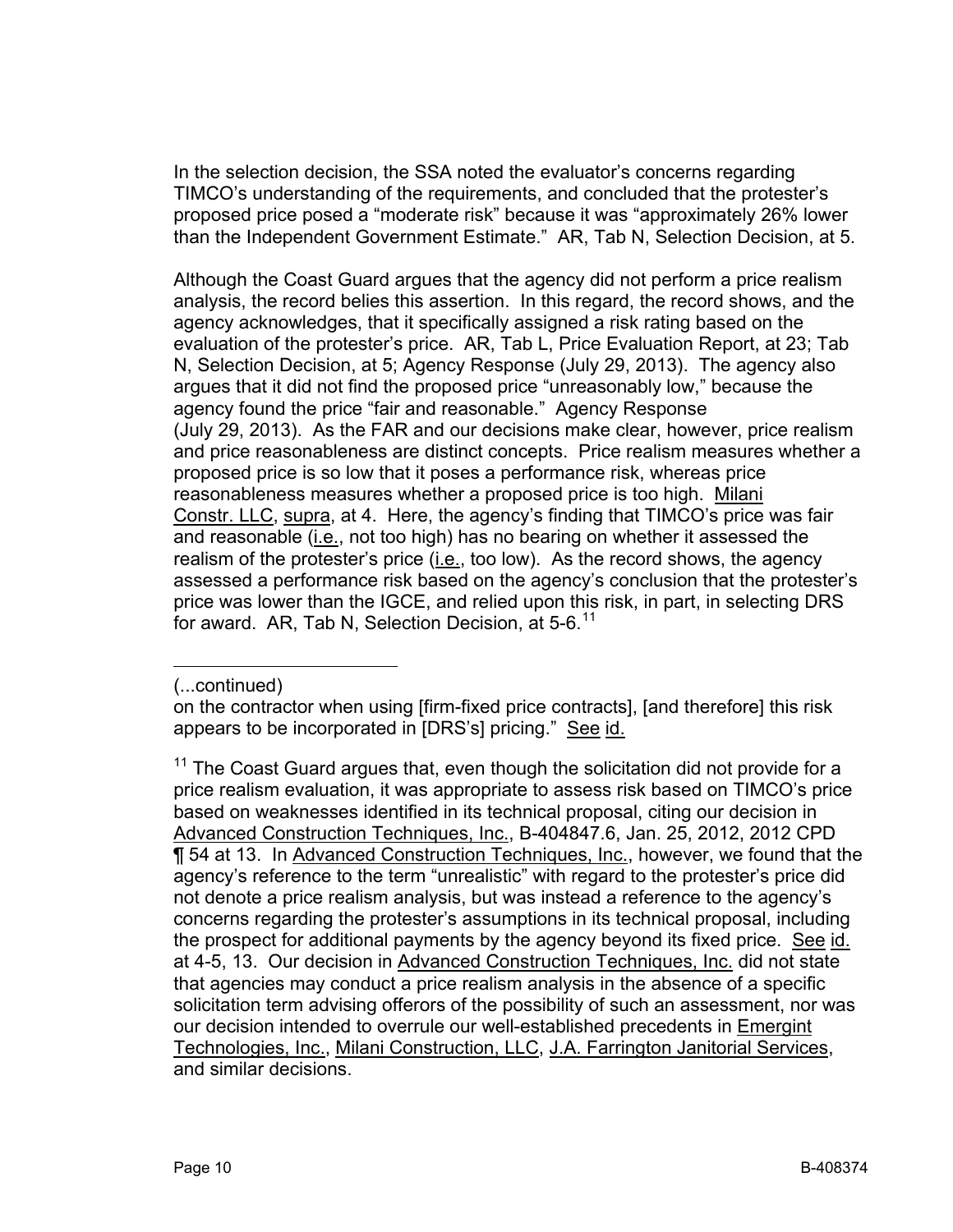In the selection decision, the SSA noted the evaluator's concerns regarding TIMCO's understanding of the requirements, and concluded that the protester's proposed price posed a "moderate risk" because it was "approximately 26% lower than the Independent Government Estimate." AR, Tab N, Selection Decision, at 5.

Although the Coast Guard argues that the agency did not perform a price realism analysis, the record belies this assertion. In this regard, the record shows, and the agency acknowledges, that it specifically assigned a risk rating based on the evaluation of the protester's price. AR, Tab L, Price Evaluation Report, at 23; Tab N, Selection Decision, at 5; Agency Response (July 29, 2013). The agency also argues that it did not find the proposed price "unreasonably low," because the agency found the price "fair and reasonable." Agency Response (July 29, 2013). As the FAR and our decisions make clear, however, price realism and price reasonableness are distinct concepts. Price realism measures whether a proposed price is so low that it poses a performance risk, whereas price reasonableness measures whether a proposed price is too high. Milani Constr. LLC, supra, at 4. Here, the agency's finding that TIMCO's price was fair and reasonable (i.e., not too high) has no bearing on whether it assessed the realism of the protester's price (i.e., too low). As the record shows, the agency assessed a performance risk based on the agency's conclusion that the protester's price was lower than the IGCE, and relied upon this risk, in part, in selecting DRS for award. AR, Tab N, Selection Decision, at 5-6.[11]

---

(...continued)

on the contractor when using [firm-fixed price contracts], [and therefore] this risk appears to be incorporated in [DRS's] pricing." See id.

[11] The Coast Guard argues that, even though the solicitation did not provide for a price realism evaluation, it was appropriate to assess risk based on TIMCO's price based on weaknesses identified in its technical proposal, citing our decision in Advanced Construction Techniques, Inc., B-404847.6, Jan. 25, 2012, 2012 CPD ¶ 54 at 13. In Advanced Construction Techniques, Inc., however, we found that the agency's reference to the term "unrealistic" with regard to the protester's price did not denote a price realism analysis, but was instead a reference to the agency's concerns regarding the protester's assumptions in its technical proposal, including the prospect for additional payments by the agency beyond its fixed price. See id. at 4-5, 13. Our decision in Advanced Construction Techniques, Inc. did not state that agencies may conduct a price realism analysis in the absence of a specific solicitation term advising offerors of the possibility of such an assessment, nor was our decision intended to overrule our well-established precedents in Emergint Technologies, Inc., Milani Construction, LLC, J.A. Farrington Janitorial Services, and similar decisions.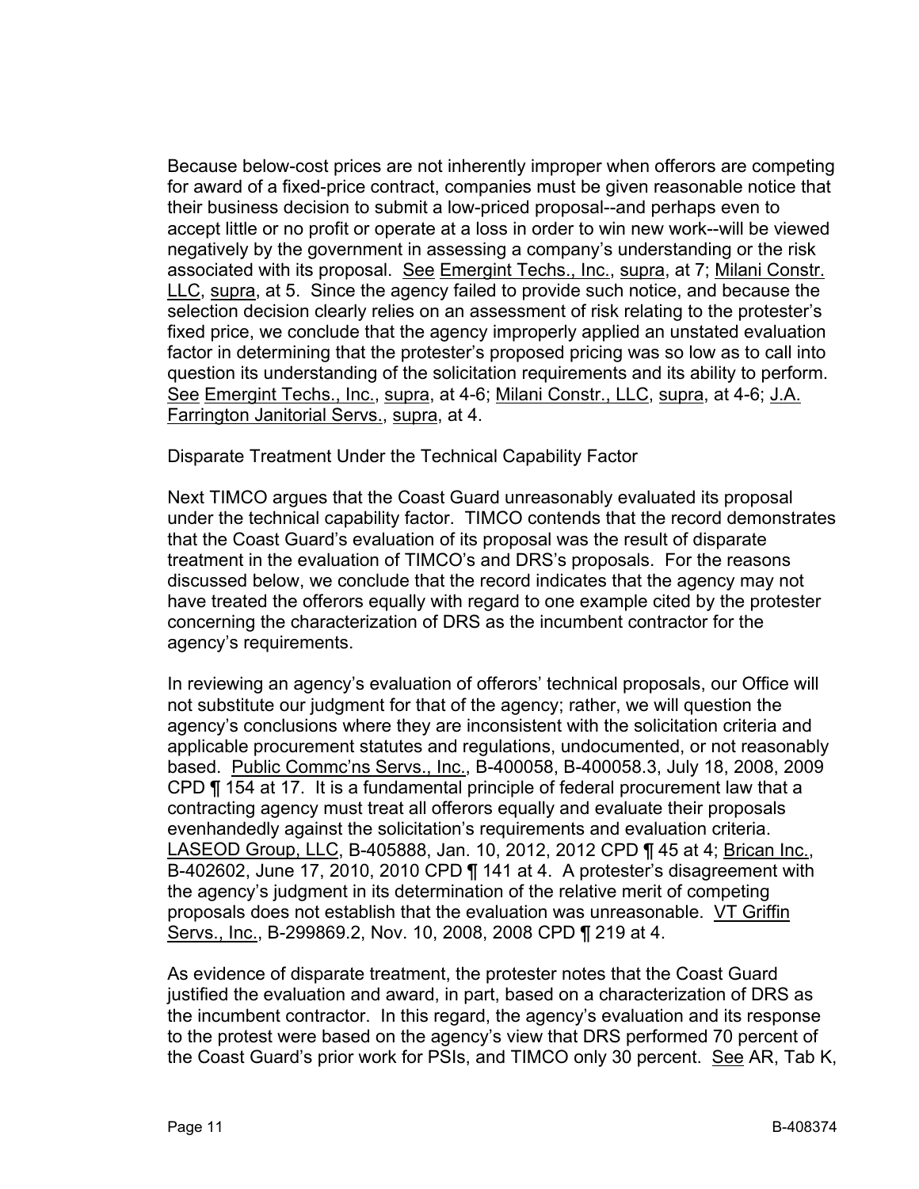Because below-cost prices are not inherently improper when offerors are competing for award of a fixed-price contract, companies must be given reasonable notice that their business decision to submit a low-priced proposal--and perhaps even to accept little or no profit or operate at a loss in order to win new work--will be viewed negatively by the government in assessing a company's understanding or the risk associated with its proposal. See Emergint Techs., Inc., supra, at 7; Milani Constr. LLC, supra, at 5. Since the agency failed to provide such notice, and because the selection decision clearly relies on an assessment of risk relating to the protester's fixed price, we conclude that the agency improperly applied an unstated evaluation factor in determining that the protester's proposed pricing was so low as to call into question its understanding of the solicitation requirements and its ability to perform. See Emergint Techs., Inc., supra, at 4-6; Milani Constr., LLC, supra, at 4-6; J.A. Farrington Janitorial Servs., supra, at 4.

Disparate Treatment Under the Technical Capability Factor

Next TIMCO argues that the Coast Guard unreasonably evaluated its proposal under the technical capability factor. TIMCO contends that the record demonstrates that the Coast Guard's evaluation of its proposal was the result of disparate treatment in the evaluation of TIMCO's and DRS's proposals. For the reasons discussed below, we conclude that the record indicates that the agency may not have treated the offerors equally with regard to one example cited by the protester concerning the characterization of DRS as the incumbent contractor for the agency's requirements.

In reviewing an agency's evaluation of offerors' technical proposals, our Office will not substitute our judgment for that of the agency; rather, we will question the agency's conclusions where they are inconsistent with the solicitation criteria and applicable procurement statutes and regulations, undocumented, or not reasonably based. Public Commc'ns Servs., Inc., B-400058, B-400058.3, July 18, 2008, 2009 CPD ¶ 154 at 17. It is a fundamental principle of federal procurement law that a contracting agency must treat all offerors equally and evaluate their proposals evenhandedly against the solicitation's requirements and evaluation criteria. LASEOD Group, LLC, B-405888, Jan. 10, 2012, 2012 CPD ¶ 45 at 4; Brican Inc., B-402602, June 17, 2010, 2010 CPD ¶ 141 at 4. A protester's disagreement with the agency's judgment in its determination of the relative merit of competing proposals does not establish that the evaluation was unreasonable. VT Griffin Servs., Inc., B-299869.2, Nov. 10, 2008, 2008 CPD ¶ 219 at 4.

As evidence of disparate treatment, the protester notes that the Coast Guard justified the evaluation and award, in part, based on a characterization of DRS as the incumbent contractor. In this regard, the agency's evaluation and its response to the protest were based on the agency's view that DRS performed 70 percent of the Coast Guard's prior work for PSIs, and TIMCO only 30 percent. See AR, Tab K,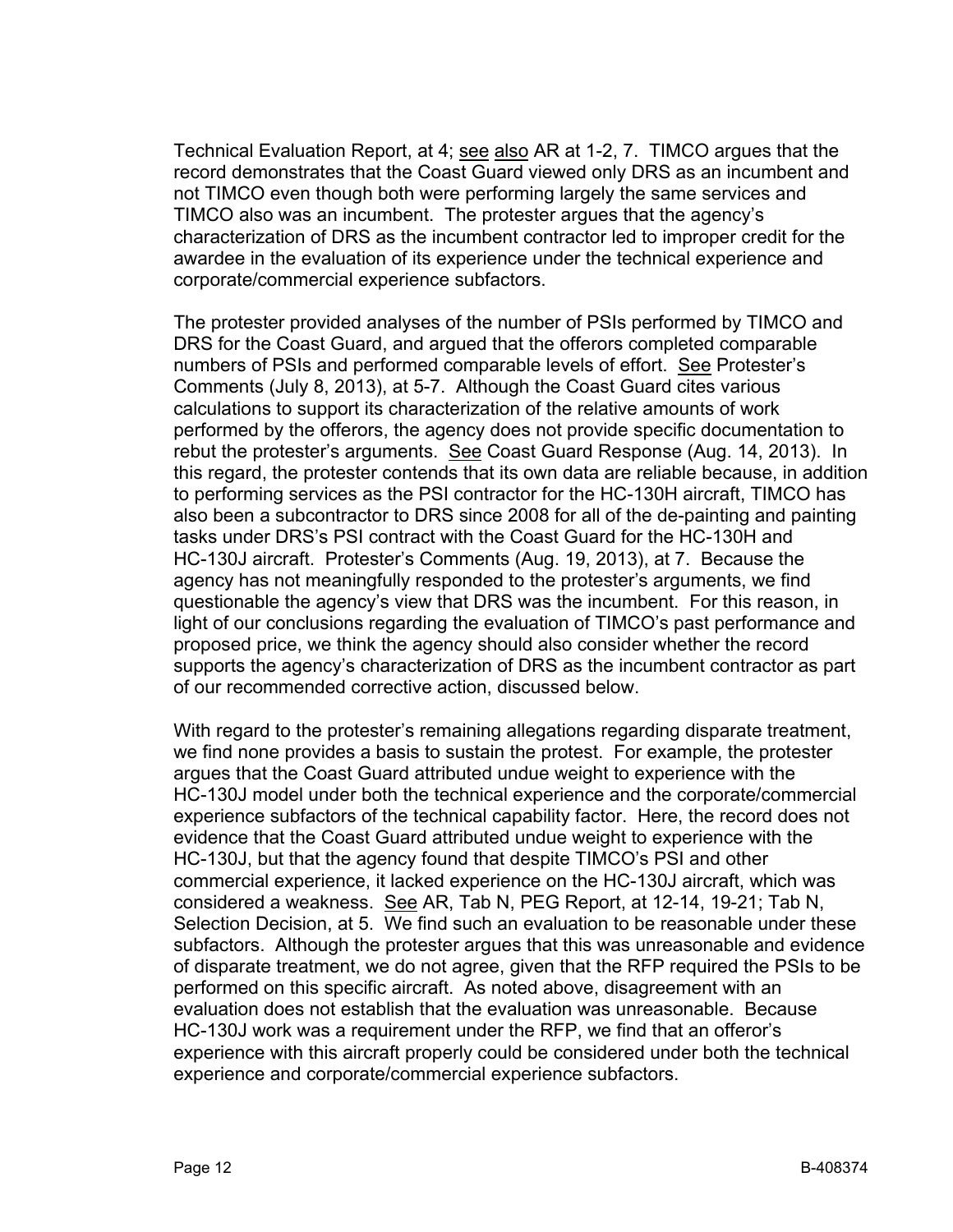Technical Evaluation Report, at 4; see also AR at 1-2, 7. TIMCO argues that the record demonstrates that the Coast Guard viewed only DRS as an incumbent and not TIMCO even though both were performing largely the same services and TIMCO also was an incumbent. The protester argues that the agency's characterization of DRS as the incumbent contractor led to improper credit for the awardee in the evaluation of its experience under the technical experience and corporate/commercial experience subfactors.

The protester provided analyses of the number of PSIs performed by TIMCO and DRS for the Coast Guard, and argued that the offerors completed comparable numbers of PSIs and performed comparable levels of effort. See Protester's Comments (July 8, 2013), at 5-7. Although the Coast Guard cites various calculations to support its characterization of the relative amounts of work performed by the offerors, the agency does not provide specific documentation to rebut the protester's arguments. See Coast Guard Response (Aug. 14, 2013). In this regard, the protester contends that its own data are reliable because, in addition to performing services as the PSI contractor for the HC-130H aircraft, TIMCO has also been a subcontractor to DRS since 2008 for all of the de-painting and painting tasks under DRS's PSI contract with the Coast Guard for the HC-130H and HC-130J aircraft. Protester's Comments (Aug. 19, 2013), at 7. Because the agency has not meaningfully responded to the protester's arguments, we find questionable the agency's view that DRS was the incumbent. For this reason, in light of our conclusions regarding the evaluation of TIMCO's past performance and proposed price, we think the agency should also consider whether the record supports the agency's characterization of DRS as the incumbent contractor as part of our recommended corrective action, discussed below.

With regard to the protester's remaining allegations regarding disparate treatment, we find none provides a basis to sustain the protest. For example, the protester argues that the Coast Guard attributed undue weight to experience with the HC-130J model under both the technical experience and the corporate/commercial experience subfactors of the technical capability factor. Here, the record does not evidence that the Coast Guard attributed undue weight to experience with the HC-130J, but that the agency found that despite TIMCO's PSI and other commercial experience, it lacked experience on the HC-130J aircraft, which was considered a weakness. See AR, Tab N, PEG Report, at 12-14, 19-21; Tab N, Selection Decision, at 5. We find such an evaluation to be reasonable under these subfactors. Although the protester argues that this was unreasonable and evidence of disparate treatment, we do not agree, given that the RFP required the PSIs to be performed on this specific aircraft. As noted above, disagreement with an evaluation does not establish that the evaluation was unreasonable. Because HC-130J work was a requirement under the RFP, we find that an offeror's experience with this aircraft properly could be considered under both the technical experience and corporate/commercial experience subfactors.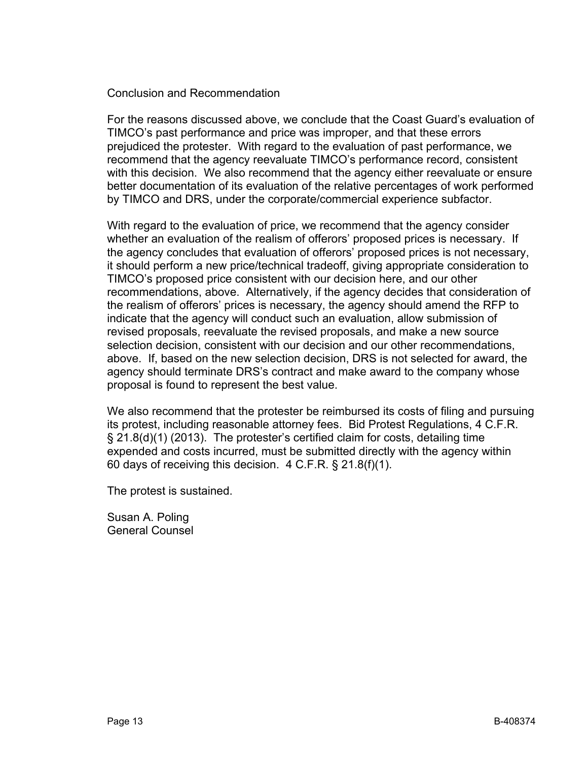## Conclusion and Recommendation

For the reasons discussed above, we conclude that the Coast Guard's evaluation of TIMCO's past performance and price was improper, and that these errors prejudiced the protester. With regard to the evaluation of past performance, we recommend that the agency reevaluate TIMCO's performance record, consistent with this decision. We also recommend that the agency either reevaluate or ensure better documentation of its evaluation of the relative percentages of work performed by TIMCO and DRS, under the corporate/commercial experience subfactor.

With regard to the evaluation of price, we recommend that the agency consider whether an evaluation of the realism of offerors' proposed prices is necessary. If the agency concludes that evaluation of offerors' proposed prices is not necessary, it should perform a new price/technical tradeoff, giving appropriate consideration to TIMCO's proposed price consistent with our decision here, and our other recommendations, above. Alternatively, if the agency decides that consideration of the realism of offerors' prices is necessary, the agency should amend the RFP to indicate that the agency will conduct such an evaluation, allow submission of revised proposals, reevaluate the revised proposals, and make a new source selection decision, consistent with our decision and our other recommendations, above. If, based on the new selection decision, DRS is not selected for award, the agency should terminate DRS's contract and make award to the company whose proposal is found to represent the best value.

We also recommend that the protester be reimbursed its costs of filing and pursuing its protest, including reasonable attorney fees. Bid Protest Regulations, 4 C.F.R. § 21.8(d)(1) (2013). The protester's certified claim for costs, detailing time expended and costs incurred, must be submitted directly with the agency within 60 days of receiving this decision. 4 C.F.R. § 21.8(f)(1).

The protest is sustained.

Susan A. Poling
General Counsel